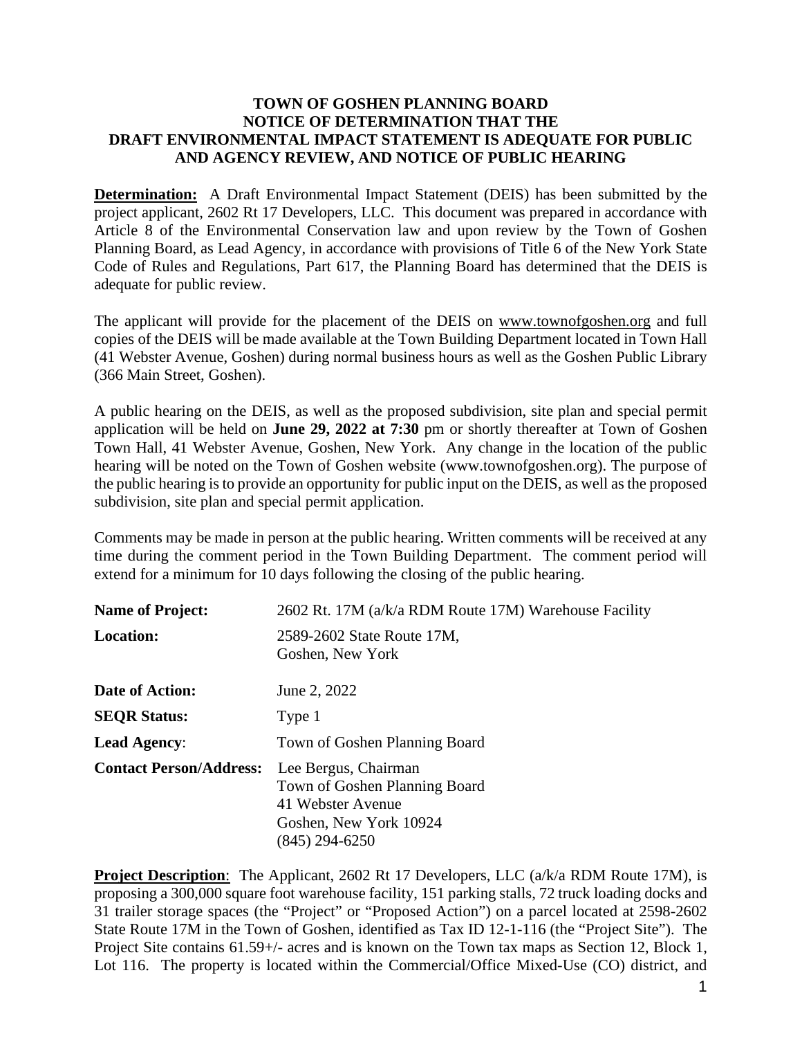**TOWN OF GOSHEN PLANNING BOARD**
**NOTICE OF DETERMINATION THAT THE**
**DRAFT ENVIRONMENTAL IMPACT STATEMENT IS ADEQUATE FOR PUBLIC AND AGENCY REVIEW, AND NOTICE OF PUBLIC HEARING**

**Determination:** A Draft Environmental Impact Statement (DEIS) has been submitted by the project applicant, 2602 Rt 17 Developers, LLC. This document was prepared in accordance with Article 8 of the Environmental Conservation law and upon review by the Town of Goshen Planning Board, as Lead Agency, in accordance with provisions of Title 6 of the New York State Code of Rules and Regulations, Part 617, the Planning Board has determined that the DEIS is adequate for public review.

The applicant will provide for the placement of the DEIS on www.townofgoshen.org and full copies of the DEIS will be made available at the Town Building Department located in Town Hall (41 Webster Avenue, Goshen) during normal business hours as well as the Goshen Public Library (366 Main Street, Goshen).

A public hearing on the DEIS, as well as the proposed subdivision, site plan and special permit application will be held on **June 29, 2022 at 7:30** pm or shortly thereafter at Town of Goshen Town Hall, 41 Webster Avenue, Goshen, New York. Any change in the location of the public hearing will be noted on the Town of Goshen website (www.townofgoshen.org). The purpose of the public hearing is to provide an opportunity for public input on the DEIS, as well as the proposed subdivision, site plan and special permit application.

Comments may be made in person at the public hearing. Written comments will be received at any time during the comment period in the Town Building Department. The comment period will extend for a minimum for 10 days following the closing of the public hearing.

**Name of Project:** 2602 Rt. 17M (a/k/a RDM Route 17M) Warehouse Facility

**Location:** 2589-2602 State Route 17M,
Goshen, New York

**Date of Action:** June 2, 2022

**SEQR Status:** Type 1

**Lead Agency**: Town of Goshen Planning Board

**Contact Person/Address:** Lee Bergus, Chairman
Town of Goshen Planning Board
41 Webster Avenue
Goshen, New York 10924
(845) 294-6250

**Project Description**: The Applicant, 2602 Rt 17 Developers, LLC (a/k/a RDM Route 17M), is proposing a 300,000 square foot warehouse facility, 151 parking stalls, 72 truck loading docks and 31 trailer storage spaces (the "Project" or "Proposed Action") on a parcel located at 2598-2602 State Route 17M in the Town of Goshen, identified as Tax ID 12-1-116 (the "Project Site"). The Project Site contains 61.59+/- acres and is known on the Town tax maps as Section 12, Block 1, Lot 116. The property is located within the Commercial/Office Mixed-Use (CO) district, and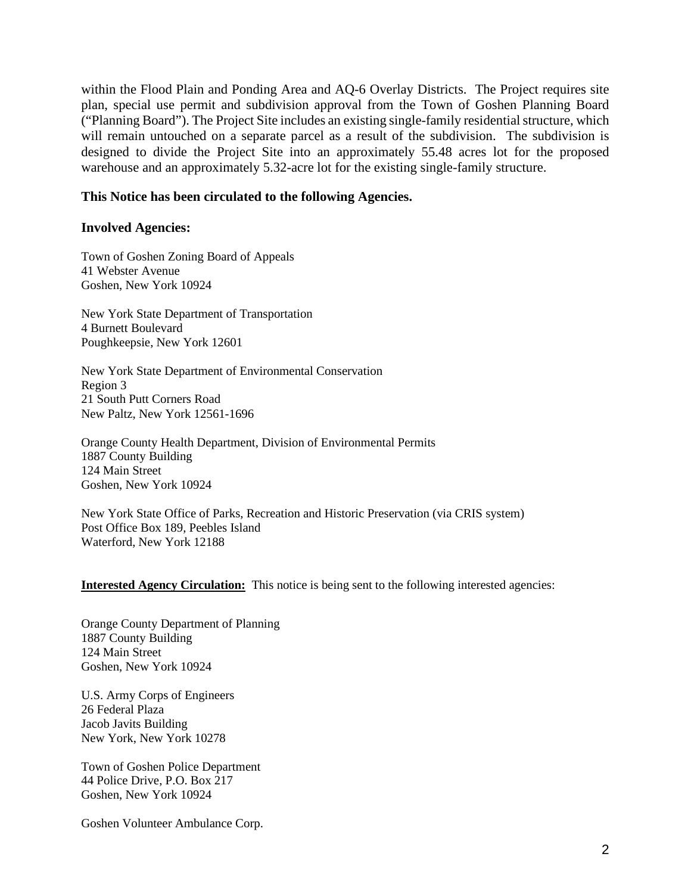within the Flood Plain and Ponding Area and AQ-6 Overlay Districts. The Project requires site plan, special use permit and subdivision approval from the Town of Goshen Planning Board ("Planning Board"). The Project Site includes an existing single-family residential structure, which will remain untouched on a separate parcel as a result of the subdivision. The subdivision is designed to divide the Project Site into an approximately 55.48 acres lot for the proposed warehouse and an approximately 5.32-acre lot for the existing single-family structure.

**This Notice has been circulated to the following Agencies.**

**Involved Agencies:**

Town of Goshen Zoning Board of Appeals
41 Webster Avenue
Goshen, New York 10924

New York State Department of Transportation
4 Burnett Boulevard
Poughkeepsie, New York 12601

New York State Department of Environmental Conservation
Region 3
21 South Putt Corners Road
New Paltz, New York 12561-1696

Orange County Health Department, Division of Environmental Permits
1887 County Building
124 Main Street
Goshen, New York 10924

New York State Office of Parks, Recreation and Historic Preservation (via CRIS system)
Post Office Box 189, Peebles Island
Waterford, New York 12188

**Interested Agency Circulation:** This notice is being sent to the following interested agencies:

Orange County Department of Planning
1887 County Building
124 Main Street
Goshen, New York 10924

U.S. Army Corps of Engineers
26 Federal Plaza
Jacob Javits Building
New York, New York 10278

Town of Goshen Police Department
44 Police Drive, P.O. Box 217
Goshen, New York 10924

Goshen Volunteer Ambulance Corp.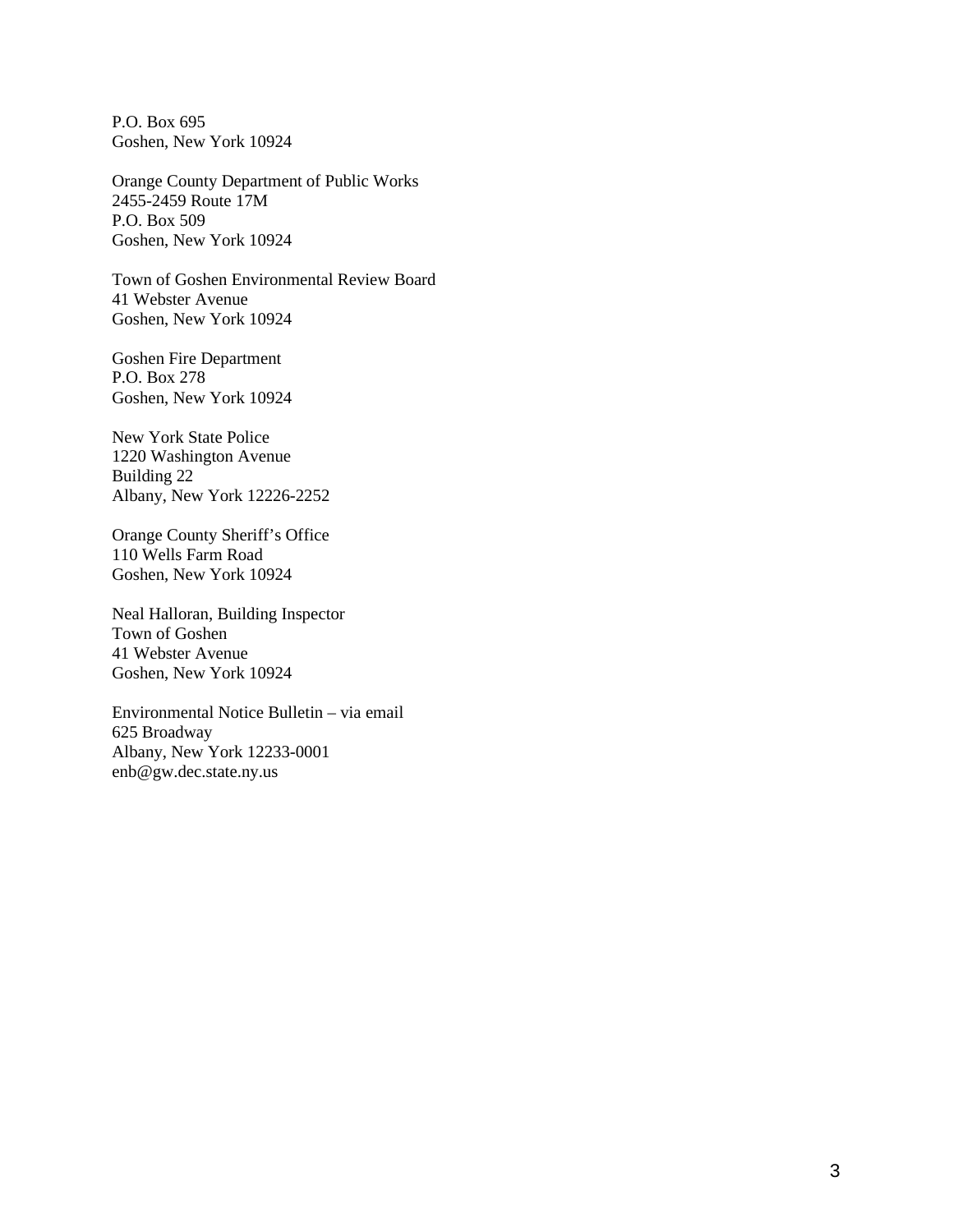P.O. Box 695
Goshen, New York 10924

Orange County Department of Public Works
2455-2459 Route 17M
P.O. Box 509
Goshen, New York 10924

Town of Goshen Environmental Review Board
41 Webster Avenue
Goshen, New York 10924

Goshen Fire Department
P.O. Box 278
Goshen, New York 10924

New York State Police
1220 Washington Avenue
Building 22
Albany, New York 12226-2252

Orange County Sheriff's Office
110 Wells Farm Road
Goshen, New York 10924

Neal Halloran, Building Inspector
Town of Goshen
41 Webster Avenue
Goshen, New York 10924

Environmental Notice Bulletin – via email
625 Broadway
Albany, New York 12233-0001
enb@gw.dec.state.ny.us